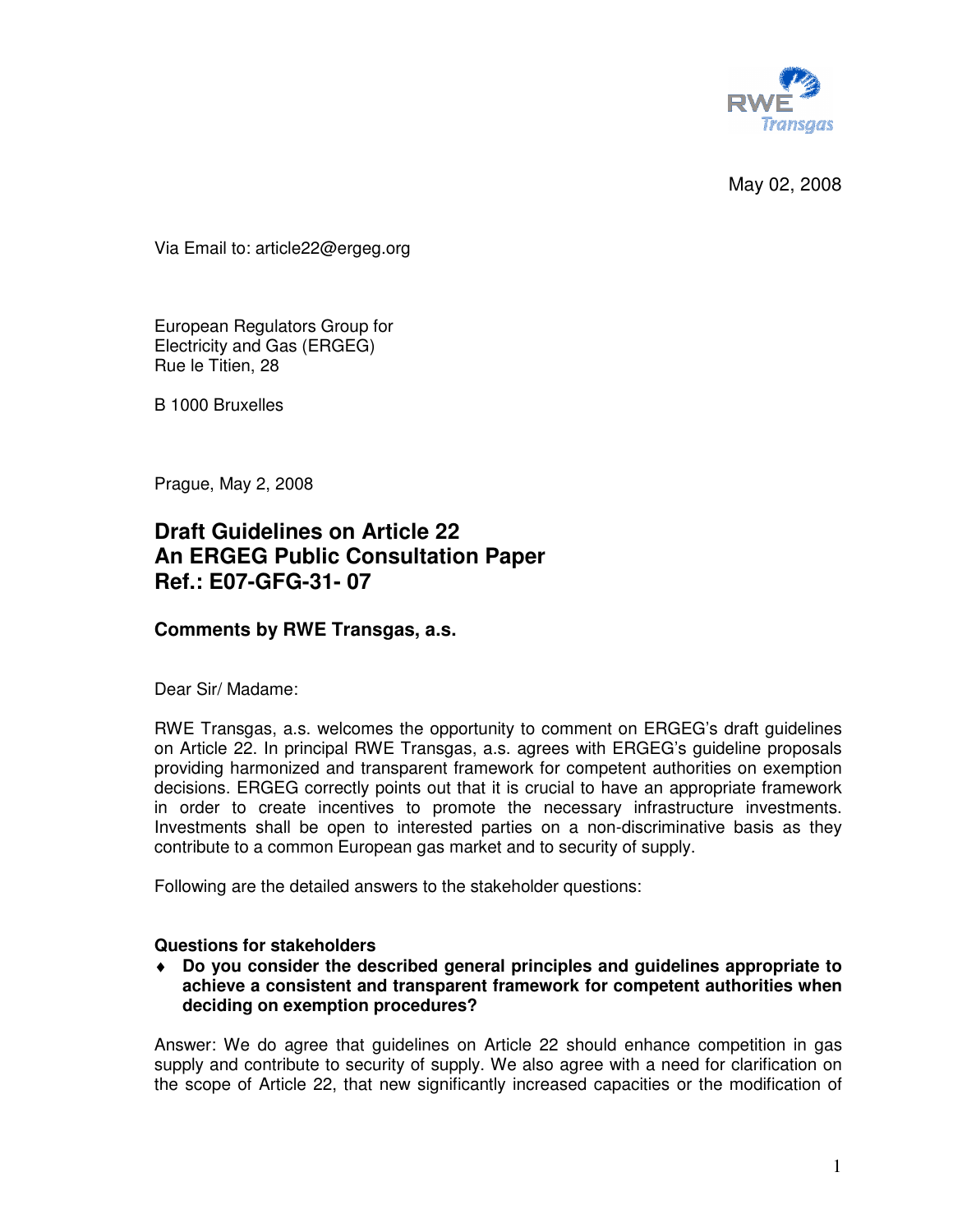May 02, 2008

Via Email to: article22@ergeg.org

European Regulators Group for
Electricity and Gas (ERGEG)
Rue le Titien, 28

B 1000 Bruxelles

Prague, May 2, 2008

## Draft Guidelines on Article 22
## An ERGEG Public Consultation Paper
## Ref.: E07-GFG-31- 07

### Comments by RWE Transgas, a.s.

Dear Sir/ Madame:

RWE Transgas, a.s. welcomes the opportunity to comment on ERGEG's draft guidelines on Article 22. In principal RWE Transgas, a.s. agrees with ERGEG's guideline proposals providing harmonized and transparent framework for competent authorities on exemption decisions. ERGEG correctly points out that it is crucial to have an appropriate framework in order to create incentives to promote the necessary infrastructure investments. Investments shall be open to interested parties on a non-discriminative basis as they contribute to a common European gas market and to security of supply.

Following are the detailed answers to the stakeholder questions:

**Questions for stakeholders**

- **Do you consider the described general principles and guidelines appropriate to achieve a consistent and transparent framework for competent authorities when deciding on exemption procedures?**

Answer: We do agree that guidelines on Article 22 should enhance competition in gas supply and contribute to security of supply. We also agree with a need for clarification on the scope of Article 22, that new significantly increased capacities or the modification of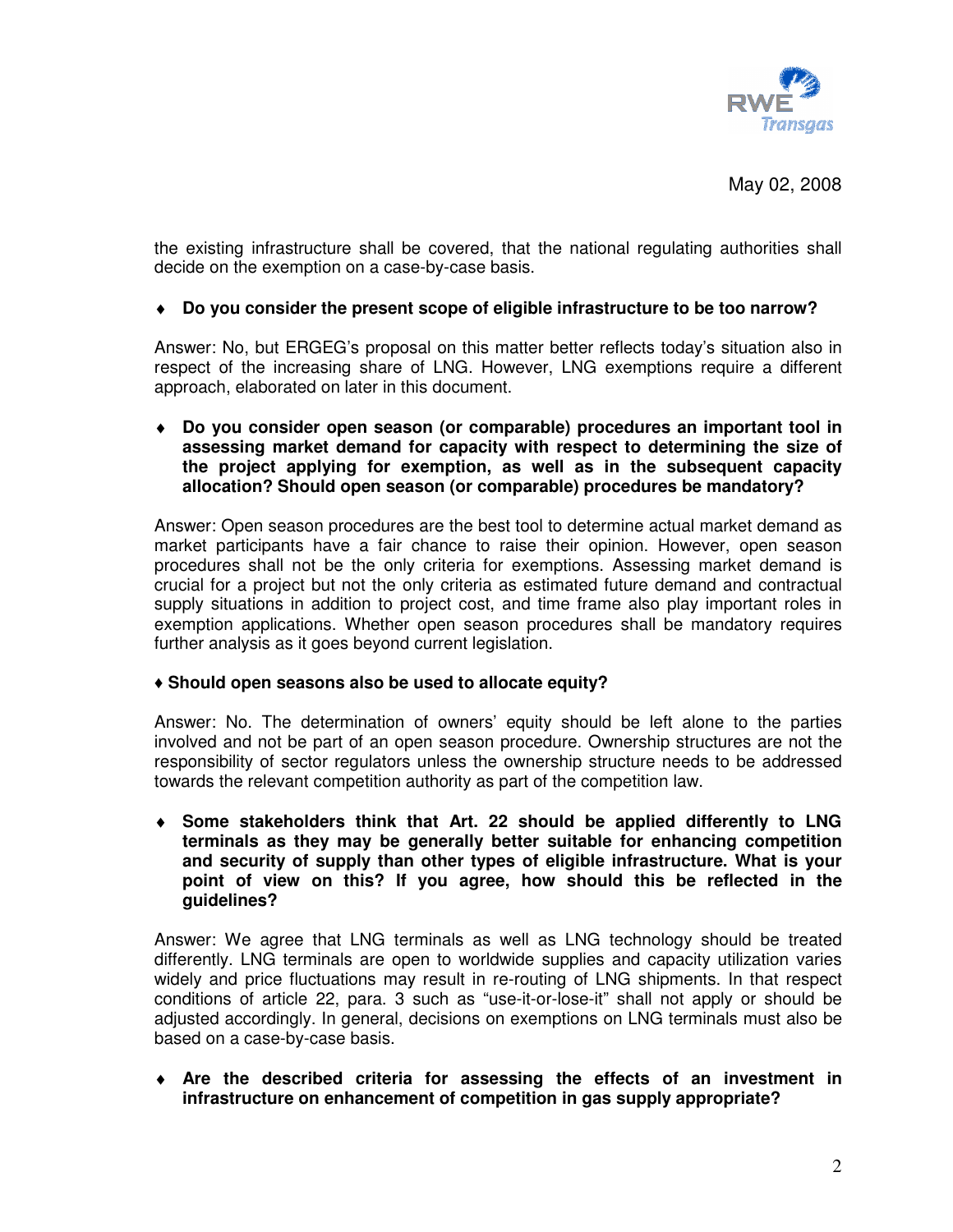the existing infrastructure shall be covered, that the national regulating authorities shall decide on the exemption on a case-by-case basis.

- **Do you consider the present scope of eligible infrastructure to be too narrow?**

Answer: No, but ERGEG's proposal on this matter better reflects today's situation also in respect of the increasing share of LNG. However, LNG exemptions require a different approach, elaborated on later in this document.

- **Do you consider open season (or comparable) procedures an important tool in assessing market demand for capacity with respect to determining the size of the project applying for exemption, as well as in the subsequent capacity allocation? Should open season (or comparable) procedures be mandatory?**

Answer: Open season procedures are the best tool to determine actual market demand as market participants have a fair chance to raise their opinion. However, open season procedures shall not be the only criteria for exemptions. Assessing market demand is crucial for a project but not the only criteria as estimated future demand and contractual supply situations in addition to project cost, and time frame also play important roles in exemption applications. Whether open season procedures shall be mandatory requires further analysis as it goes beyond current legislation.

- **Should open seasons also be used to allocate equity?**

Answer: No. The determination of owners' equity should be left alone to the parties involved and not be part of an open season procedure. Ownership structures are not the responsibility of sector regulators unless the ownership structure needs to be addressed towards the relevant competition authority as part of the competition law.

- **Some stakeholders think that Art. 22 should be applied differently to LNG terminals as they may be generally better suitable for enhancing competition and security of supply than other types of eligible infrastructure. What is your point of view on this? If you agree, how should this be reflected in the guidelines?**

Answer: We agree that LNG terminals as well as LNG technology should be treated differently. LNG terminals are open to worldwide supplies and capacity utilization varies widely and price fluctuations may result in re-routing of LNG shipments. In that respect conditions of article 22, para. 3 such as "use-it-or-lose-it" shall not apply or should be adjusted accordingly. In general, decisions on exemptions on LNG terminals must also be based on a case-by-case basis.

- **Are the described criteria for assessing the effects of an investment in infrastructure on enhancement of competition in gas supply appropriate?**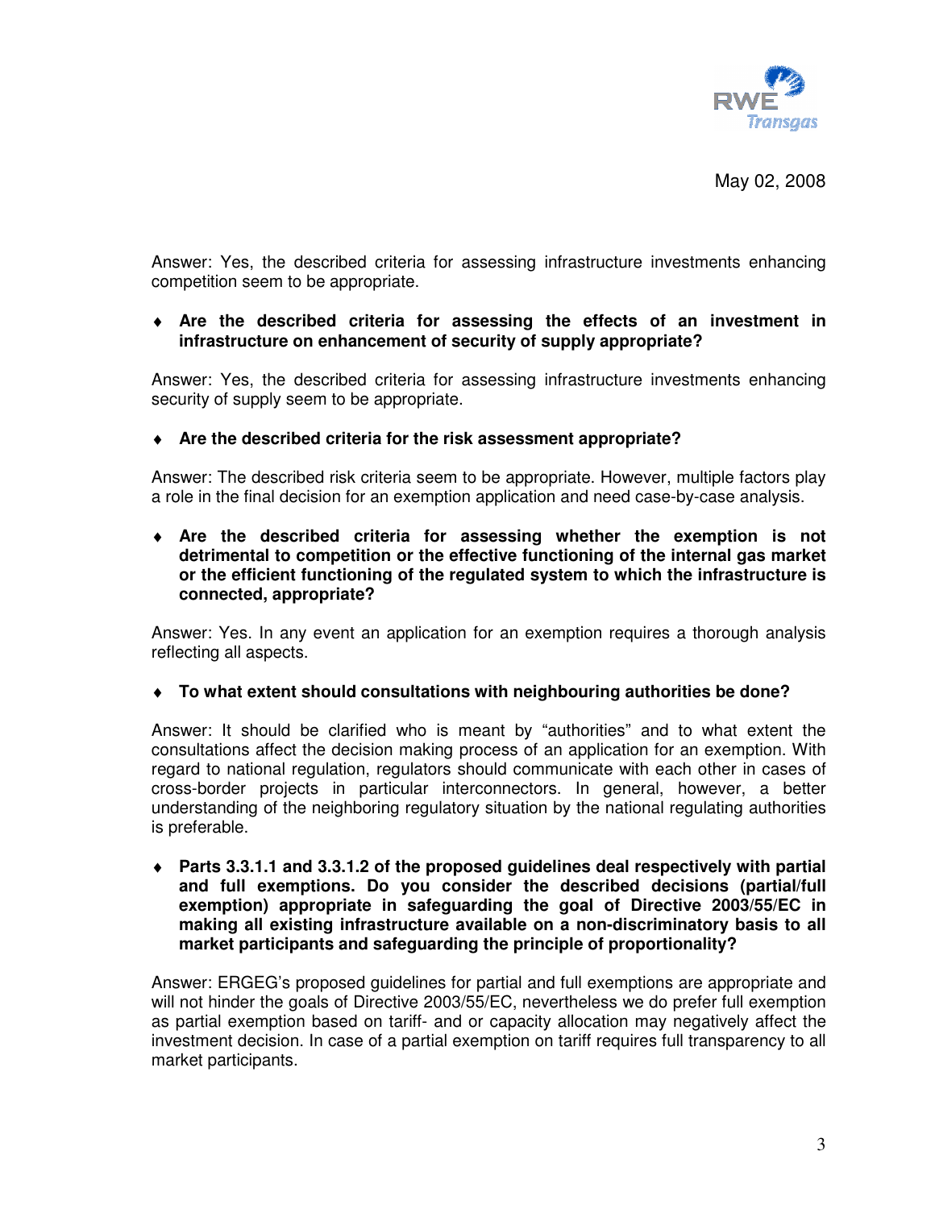Answer: Yes, the described criteria for assessing infrastructure investments enhancing competition seem to be appropriate.

- **Are the described criteria for assessing the effects of an investment in infrastructure on enhancement of security of supply appropriate?**

Answer: Yes, the described criteria for assessing infrastructure investments enhancing security of supply seem to be appropriate.

- **Are the described criteria for the risk assessment appropriate?**

Answer: The described risk criteria seem to be appropriate. However, multiple factors play a role in the final decision for an exemption application and need case-by-case analysis.

- **Are the described criteria for assessing whether the exemption is not detrimental to competition or the effective functioning of the internal gas market or the efficient functioning of the regulated system to which the infrastructure is connected, appropriate?**

Answer: Yes. In any event an application for an exemption requires a thorough analysis reflecting all aspects.

- **To what extent should consultations with neighbouring authorities be done?**

Answer: It should be clarified who is meant by "authorities" and to what extent the consultations affect the decision making process of an application for an exemption. With regard to national regulation, regulators should communicate with each other in cases of cross-border projects in particular interconnectors. In general, however, a better understanding of the neighboring regulatory situation by the national regulating authorities is preferable.

- **Parts 3.3.1.1 and 3.3.1.2 of the proposed guidelines deal respectively with partial and full exemptions. Do you consider the described decisions (partial/full exemption) appropriate in safeguarding the goal of Directive 2003/55/EC in making all existing infrastructure available on a non-discriminatory basis to all market participants and safeguarding the principle of proportionality?**

Answer: ERGEG's proposed guidelines for partial and full exemptions are appropriate and will not hinder the goals of Directive 2003/55/EC, nevertheless we do prefer full exemption as partial exemption based on tariff- and or capacity allocation may negatively affect the investment decision. In case of a partial exemption on tariff requires full transparency to all market participants.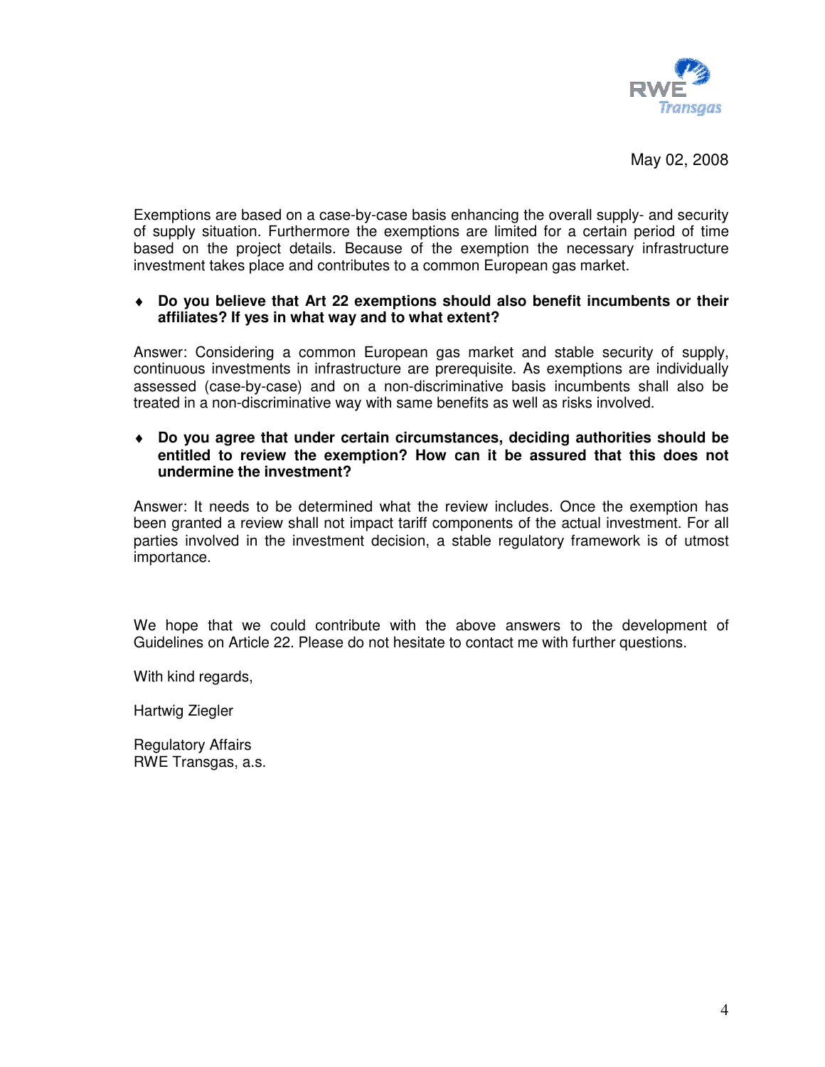May 02, 2008

Exemptions are based on a case-by-case basis enhancing the overall supply- and security of supply situation. Furthermore the exemptions are limited for a certain period of time based on the project details. Because of the exemption the necessary infrastructure investment takes place and contributes to a common European gas market.

- **Do you believe that Art 22 exemptions should also benefit incumbents or their affiliates? If yes in what way and to what extent?**

Answer: Considering a common European gas market and stable security of supply, continuous investments in infrastructure are prerequisite. As exemptions are individually assessed (case-by-case) and on a non-discriminative basis incumbents shall also be treated in a non-discriminative way with same benefits as well as risks involved.

- **Do you agree that under certain circumstances, deciding authorities should be entitled to review the exemption? How can it be assured that this does not undermine the investment?**

Answer: It needs to be determined what the review includes. Once the exemption has been granted a review shall not impact tariff components of the actual investment. For all parties involved in the investment decision, a stable regulatory framework is of utmost importance.

We hope that we could contribute with the above answers to the development of Guidelines on Article 22. Please do not hesitate to contact me with further questions.

With kind regards,

Hartwig Ziegler

Regulatory Affairs
RWE Transgas, a.s.